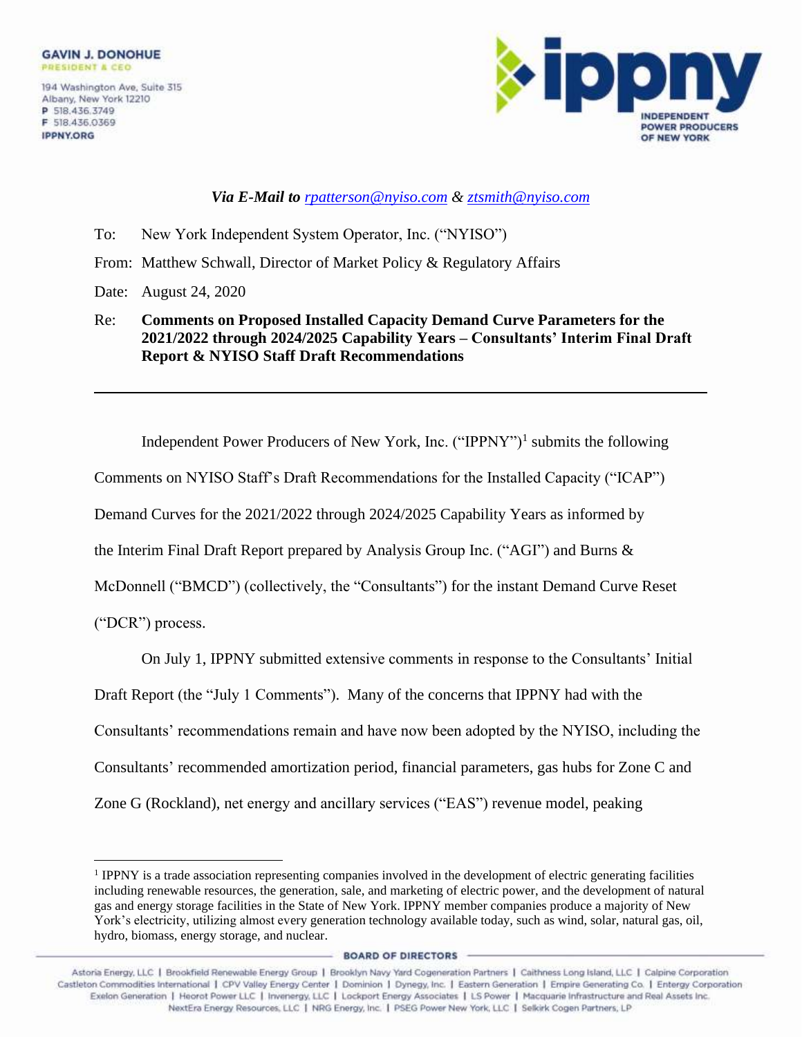**GAVIN J. DONOHUE**
PRESIDENT & CEO

194 Washington Ave, Suite 315
Albany, New York 12210
P 518.436.3749
F 518.436.0369
IPPNY.ORG

**ippny**
INDEPENDENT POWER PRODUCERS OF NEW YORK

*Via E-Mail to rpatterson@nyiso.com & ztsmith@nyiso.com*

To: New York Independent System Operator, Inc. ("NYISO")

From: Matthew Schwall, Director of Market Policy & Regulatory Affairs

Date: August 24, 2020

Re: **Comments on Proposed Installed Capacity Demand Curve Parameters for the 2021/2022 through 2024/2025 Capability Years – Consultants' Interim Final Draft Report & NYISO Staff Draft Recommendations**

---

Independent Power Producers of New York, Inc. ("IPPNY")[1] submits the following Comments on NYISO Staff's Draft Recommendations for the Installed Capacity ("ICAP") Demand Curves for the 2021/2022 through 2024/2025 Capability Years as informed by the Interim Final Draft Report prepared by Analysis Group Inc. ("AGI") and Burns & McDonnell ("BMCD") (collectively, the "Consultants") for the instant Demand Curve Reset ("DCR") process.

On July 1, IPPNY submitted extensive comments in response to the Consultants' Initial Draft Report (the "July 1 Comments"). Many of the concerns that IPPNY had with the Consultants' recommendations remain and have now been adopted by the NYISO, including the Consultants' recommended amortization period, financial parameters, gas hubs for Zone C and Zone G (Rockland), net energy and ancillary services ("EAS") revenue model, peaking

[1] IPPNY is a trade association representing companies involved in the development of electric generating facilities including renewable resources, the generation, sale, and marketing of electric power, and the development of natural gas and energy storage facilities in the State of New York. IPPNY member companies produce a majority of New York's electricity, utilizing almost every generation technology available today, such as wind, solar, natural gas, oil, hydro, biomass, energy storage, and nuclear.

BOARD OF DIRECTORS

Astoria Energy, LLC | Brookfield Renewable Energy Group | Brooklyn Navy Yard Cogeneration Partners | Caithness Long Island, LLC | Calpine Corporation
Castleton Commodities International | CPV Valley Energy Center | Dominion | Dynegy, Inc. | Eastern Generation | Empire Generating Co. | Entergy Corporation
Exelon Generation | Heorot Power LLC | Invenergy, LLC | Lockport Energy Associates | LS Power | Macquarie Infrastructure and Real Assets Inc.
NextEra Energy Resources, LLC | NRG Energy, Inc. | PSEG Power New York, LLC | Selkirk Cogen Partners, LP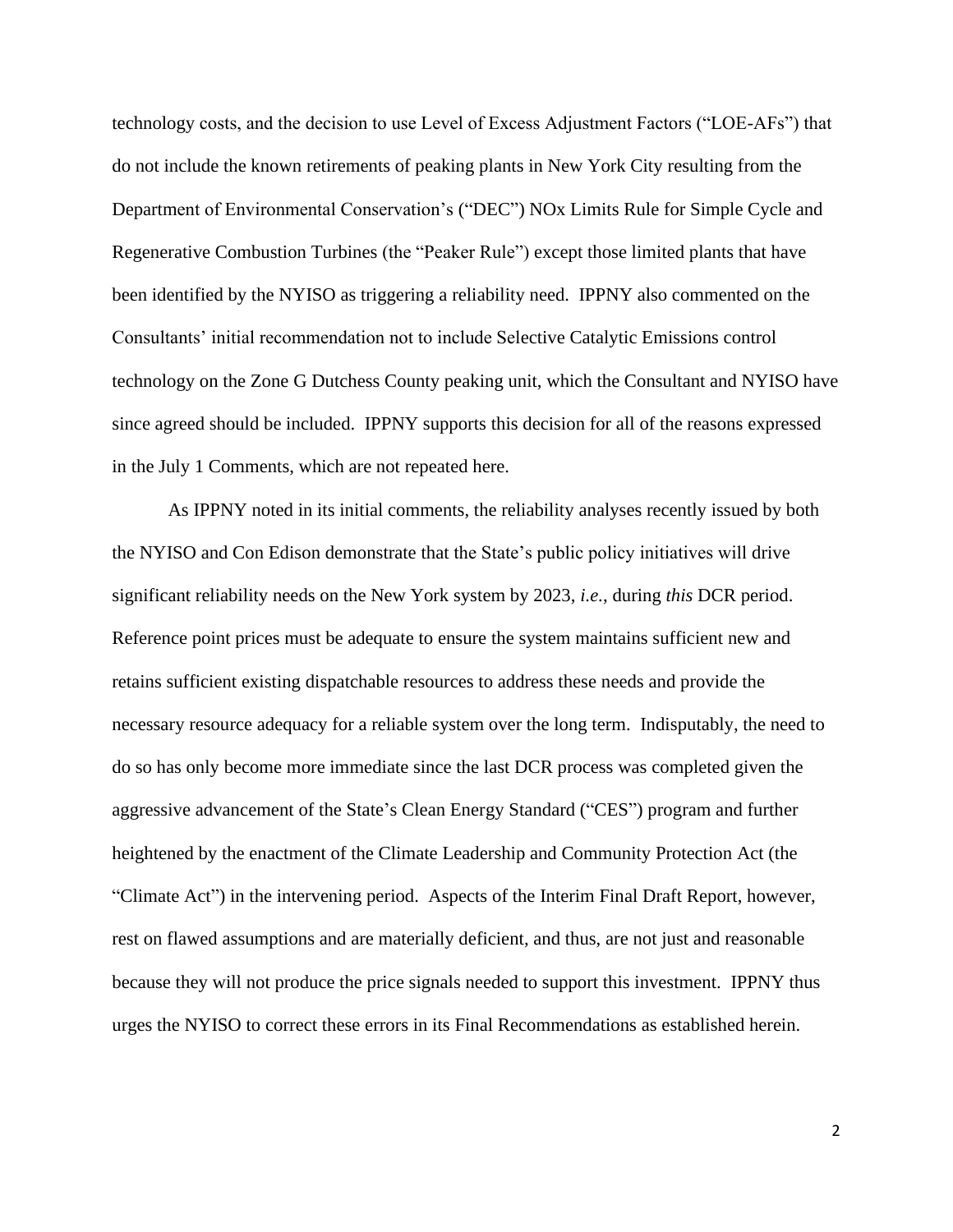technology costs, and the decision to use Level of Excess Adjustment Factors ("LOE-AFs") that do not include the known retirements of peaking plants in New York City resulting from the Department of Environmental Conservation's ("DEC") NOx Limits Rule for Simple Cycle and Regenerative Combustion Turbines (the "Peaker Rule") except those limited plants that have been identified by the NYISO as triggering a reliability need. IPPNY also commented on the Consultants' initial recommendation not to include Selective Catalytic Emissions control technology on the Zone G Dutchess County peaking unit, which the Consultant and NYISO have since agreed should be included. IPPNY supports this decision for all of the reasons expressed in the July 1 Comments, which are not repeated here.

As IPPNY noted in its initial comments, the reliability analyses recently issued by both the NYISO and Con Edison demonstrate that the State's public policy initiatives will drive significant reliability needs on the New York system by 2023, *i.e.*, during *this* DCR period. Reference point prices must be adequate to ensure the system maintains sufficient new and retains sufficient existing dispatchable resources to address these needs and provide the necessary resource adequacy for a reliable system over the long term. Indisputably, the need to do so has only become more immediate since the last DCR process was completed given the aggressive advancement of the State's Clean Energy Standard ("CES") program and further heightened by the enactment of the Climate Leadership and Community Protection Act (the "Climate Act") in the intervening period. Aspects of the Interim Final Draft Report, however, rest on flawed assumptions and are materially deficient, and thus, are not just and reasonable because they will not produce the price signals needed to support this investment. IPPNY thus urges the NYISO to correct these errors in its Final Recommendations as established herein.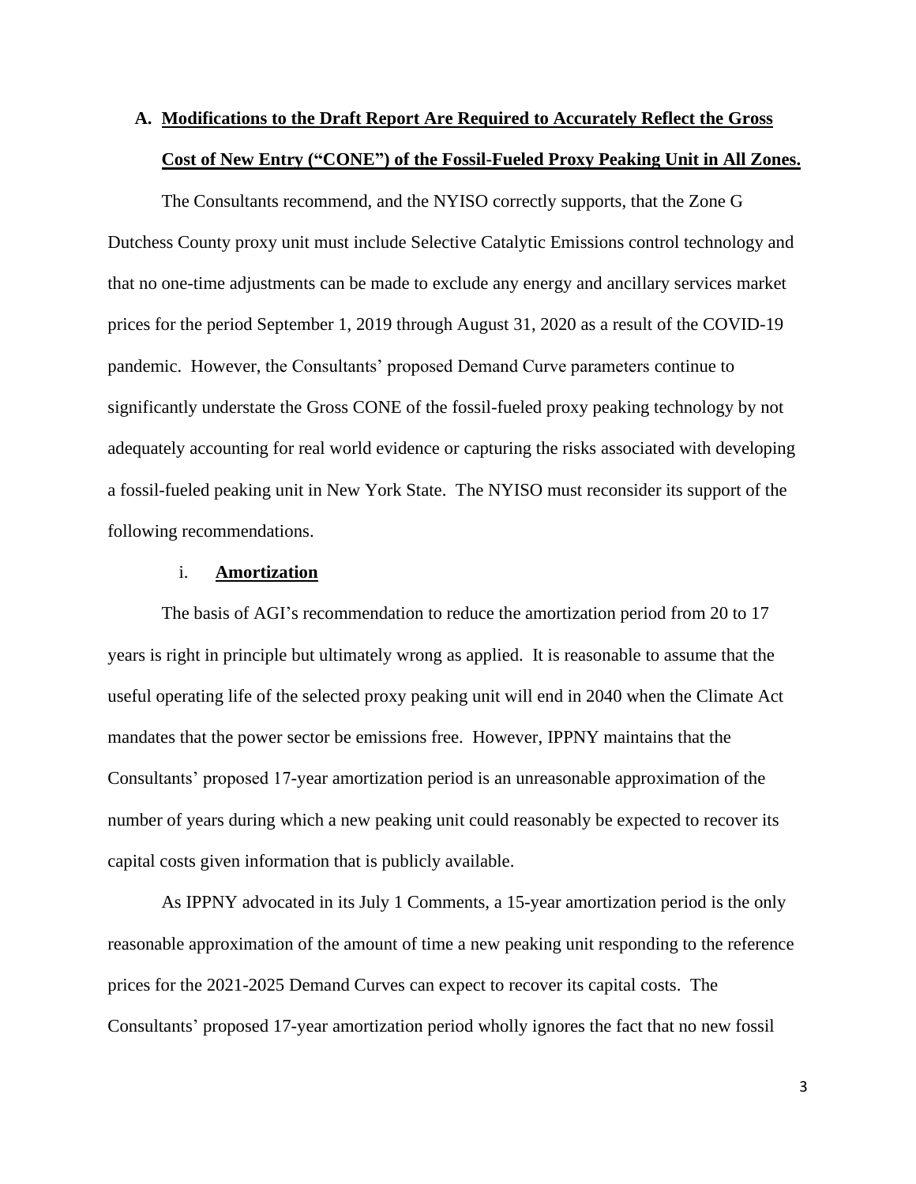## A. **Modifications to the Draft Report Are Required to Accurately Reflect the Gross Cost of New Entry ("CONE") of the Fossil-Fueled Proxy Peaking Unit in All Zones.**

The Consultants recommend, and the NYISO correctly supports, that the Zone G Dutchess County proxy unit must include Selective Catalytic Emissions control technology and that no one-time adjustments can be made to exclude any energy and ancillary services market prices for the period September 1, 2019 through August 31, 2020 as a result of the COVID-19 pandemic. However, the Consultants' proposed Demand Curve parameters continue to significantly understate the Gross CONE of the fossil-fueled proxy peaking technology by not adequately accounting for real world evidence or capturing the risks associated with developing a fossil-fueled peaking unit in New York State. The NYISO must reconsider its support of the following recommendations.

### i. **Amortization**

The basis of AGI's recommendation to reduce the amortization period from 20 to 17 years is right in principle but ultimately wrong as applied. It is reasonable to assume that the useful operating life of the selected proxy peaking unit will end in 2040 when the Climate Act mandates that the power sector be emissions free. However, IPPNY maintains that the Consultants' proposed 17-year amortization period is an unreasonable approximation of the number of years during which a new peaking unit could reasonably be expected to recover its capital costs given information that is publicly available.

As IPPNY advocated in its July 1 Comments, a 15-year amortization period is the only reasonable approximation of the amount of time a new peaking unit responding to the reference prices for the 2021-2025 Demand Curves can expect to recover its capital costs. The Consultants' proposed 17-year amortization period wholly ignores the fact that no new fossil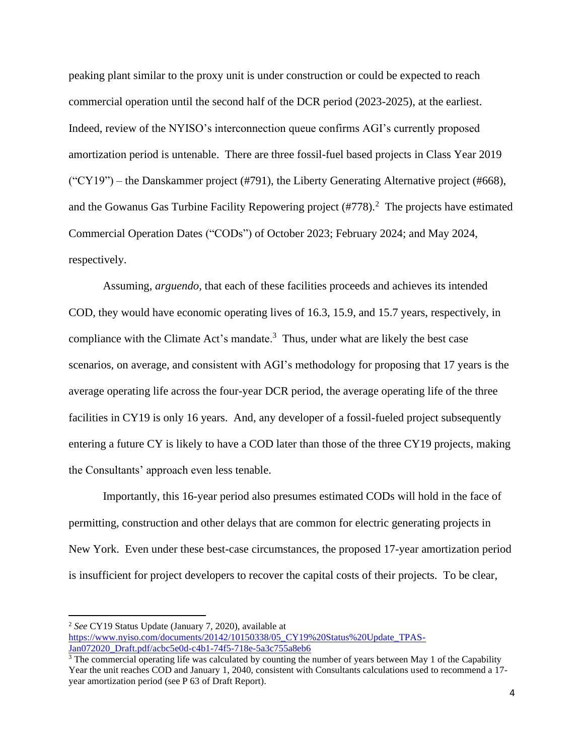peaking plant similar to the proxy unit is under construction or could be expected to reach commercial operation until the second half of the DCR period (2023-2025), at the earliest. Indeed, review of the NYISO's interconnection queue confirms AGI's currently proposed amortization period is untenable. There are three fossil-fuel based projects in Class Year 2019 ("CY19") – the Danskammer project (#791), the Liberty Generating Alternative project (#668), and the Gowanus Gas Turbine Facility Repowering project (#778).[2] The projects have estimated Commercial Operation Dates ("CODs") of October 2023; February 2024; and May 2024, respectively.

Assuming, *arguendo,* that each of these facilities proceeds and achieves its intended COD, they would have economic operating lives of 16.3, 15.9, and 15.7 years, respectively, in compliance with the Climate Act's mandate.[3] Thus, under what are likely the best case scenarios, on average, and consistent with AGI's methodology for proposing that 17 years is the average operating life across the four-year DCR period, the average operating life of the three facilities in CY19 is only 16 years. And, any developer of a fossil-fueled project subsequently entering a future CY is likely to have a COD later than those of the three CY19 projects, making the Consultants' approach even less tenable.

Importantly, this 16-year period also presumes estimated CODs will hold in the face of permitting, construction and other delays that are common for electric generating projects in New York. Even under these best-case circumstances, the proposed 17-year amortization period is insufficient for project developers to recover the capital costs of their projects. To be clear,

---

[2] *See* CY19 Status Update (January 7, 2020), available at https://www.nyiso.com/documents/20142/10150338/05_CY19%20Status%20Update_TPAS-Jan072020_Draft.pdf/acbc5e0d-c4b1-74f5-718e-5a3c755a8eb6

[3] The commercial operating life was calculated by counting the number of years between May 1 of the Capability Year the unit reaches COD and January 1, 2040, consistent with Consultants calculations used to recommend a 17-year amortization period (see P 63 of Draft Report).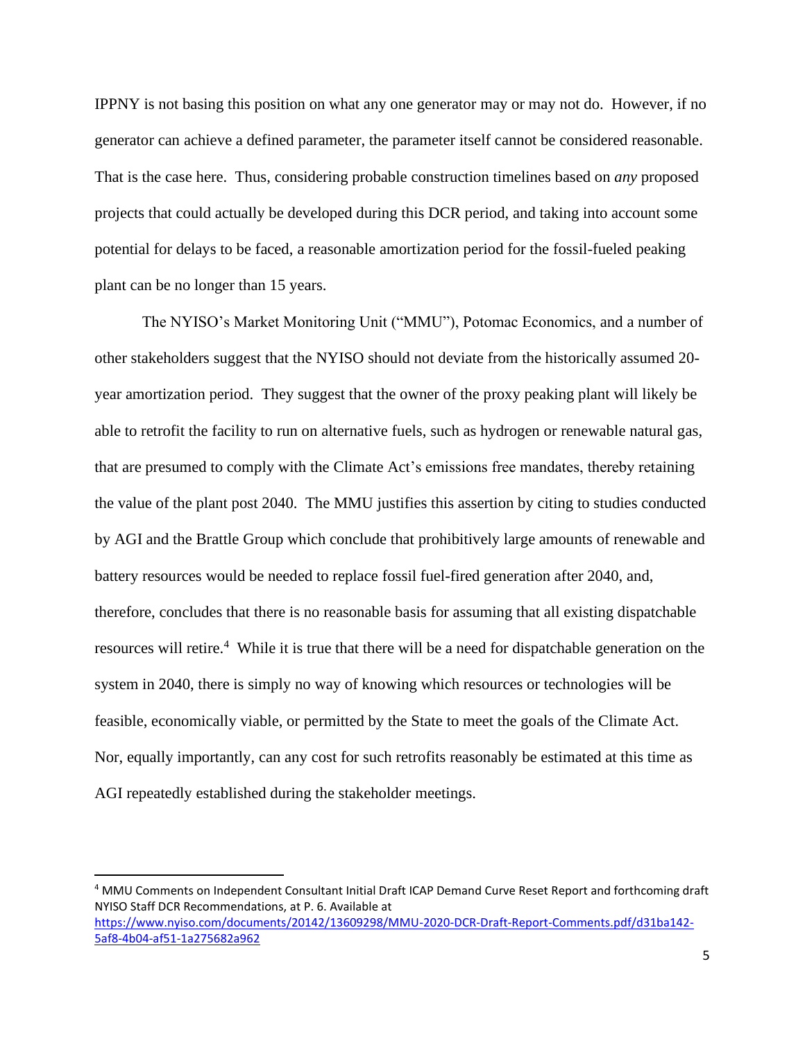IPPNY is not basing this position on what any one generator may or may not do. However, if no generator can achieve a defined parameter, the parameter itself cannot be considered reasonable. That is the case here. Thus, considering probable construction timelines based on *any* proposed projects that could actually be developed during this DCR period, and taking into account some potential for delays to be faced, a reasonable amortization period for the fossil-fueled peaking plant can be no longer than 15 years.

The NYISO's Market Monitoring Unit ("MMU"), Potomac Economics, and a number of other stakeholders suggest that the NYISO should not deviate from the historically assumed 20-year amortization period. They suggest that the owner of the proxy peaking plant will likely be able to retrofit the facility to run on alternative fuels, such as hydrogen or renewable natural gas, that are presumed to comply with the Climate Act's emissions free mandates, thereby retaining the value of the plant post 2040. The MMU justifies this assertion by citing to studies conducted by AGI and the Brattle Group which conclude that prohibitively large amounts of renewable and battery resources would be needed to replace fossil fuel-fired generation after 2040, and, therefore, concludes that there is no reasonable basis for assuming that all existing dispatchable resources will retire.[4] While it is true that there will be a need for dispatchable generation on the system in 2040, there is simply no way of knowing which resources or technologies will be feasible, economically viable, or permitted by the State to meet the goals of the Climate Act. Nor, equally importantly, can any cost for such retrofits reasonably be estimated at this time as AGI repeatedly established during the stakeholder meetings.

---

[4] MMU Comments on Independent Consultant Initial Draft ICAP Demand Curve Reset Report and forthcoming draft NYISO Staff DCR Recommendations, at P. 6. Available at https://www.nyiso.com/documents/20142/13609298/MMU-2020-DCR-Draft-Report-Comments.pdf/d31ba142-5af8-4b04-af51-1a275682a962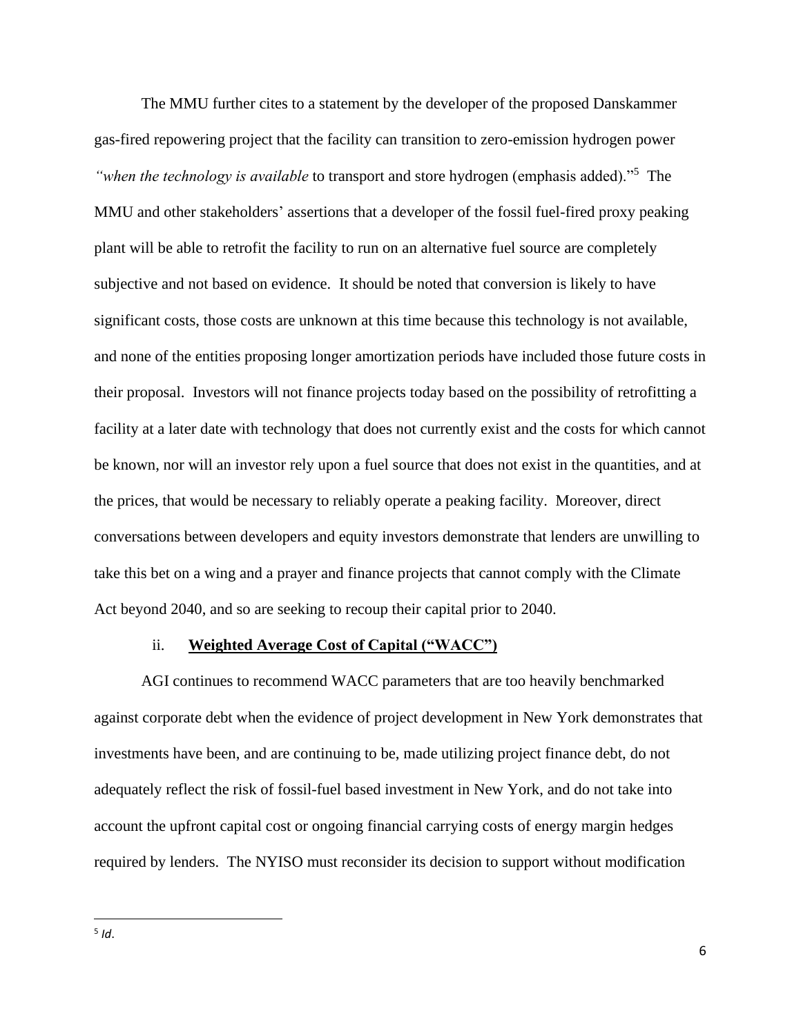The MMU further cites to a statement by the developer of the proposed Danskammer gas-fired repowering project that the facility can transition to zero-emission hydrogen power *"when the technology is available* to transport and store hydrogen (emphasis added)."[5] The MMU and other stakeholders' assertions that a developer of the fossil fuel-fired proxy peaking plant will be able to retrofit the facility to run on an alternative fuel source are completely subjective and not based on evidence. It should be noted that conversion is likely to have significant costs, those costs are unknown at this time because this technology is not available, and none of the entities proposing longer amortization periods have included those future costs in their proposal. Investors will not finance projects today based on the possibility of retrofitting a facility at a later date with technology that does not currently exist and the costs for which cannot be known, nor will an investor rely upon a fuel source that does not exist in the quantities, and at the prices, that would be necessary to reliably operate a peaking facility. Moreover, direct conversations between developers and equity investors demonstrate that lenders are unwilling to take this bet on a wing and a prayer and finance projects that cannot comply with the Climate Act beyond 2040, and so are seeking to recoup their capital prior to 2040.

ii. **Weighted Average Cost of Capital ("WACC")**

AGI continues to recommend WACC parameters that are too heavily benchmarked against corporate debt when the evidence of project development in New York demonstrates that investments have been, and are continuing to be, made utilizing project finance debt, do not adequately reflect the risk of fossil-fuel based investment in New York, and do not take into account the upfront capital cost or ongoing financial carrying costs of energy margin hedges required by lenders. The NYISO must reconsider its decision to support without modification

---

[5] *Id*.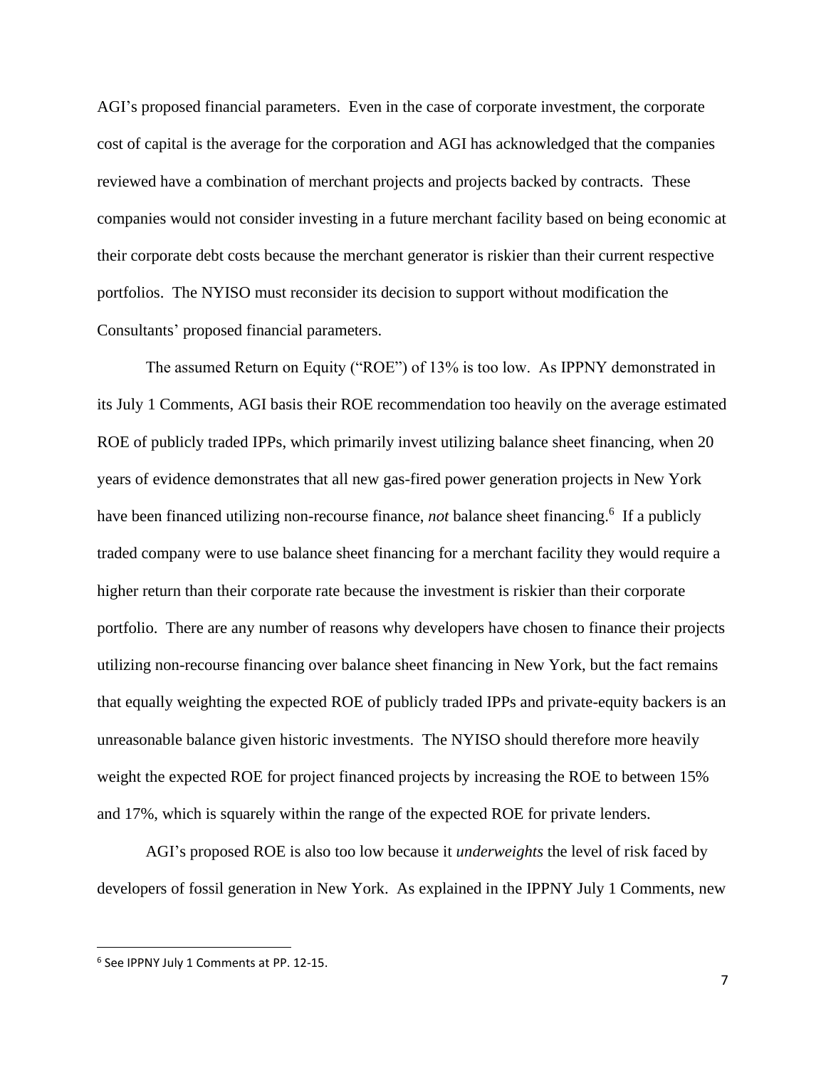AGI's proposed financial parameters. Even in the case of corporate investment, the corporate cost of capital is the average for the corporation and AGI has acknowledged that the companies reviewed have a combination of merchant projects and projects backed by contracts. These companies would not consider investing in a future merchant facility based on being economic at their corporate debt costs because the merchant generator is riskier than their current respective portfolios. The NYISO must reconsider its decision to support without modification the Consultants' proposed financial parameters.

The assumed Return on Equity ("ROE") of 13% is too low. As IPPNY demonstrated in its July 1 Comments, AGI basis their ROE recommendation too heavily on the average estimated ROE of publicly traded IPPs, which primarily invest utilizing balance sheet financing, when 20 years of evidence demonstrates that all new gas-fired power generation projects in New York have been financed utilizing non-recourse finance, *not* balance sheet financing.[6] If a publicly traded company were to use balance sheet financing for a merchant facility they would require a higher return than their corporate rate because the investment is riskier than their corporate portfolio. There are any number of reasons why developers have chosen to finance their projects utilizing non-recourse financing over balance sheet financing in New York, but the fact remains that equally weighting the expected ROE of publicly traded IPPs and private-equity backers is an unreasonable balance given historic investments. The NYISO should therefore more heavily weight the expected ROE for project financed projects by increasing the ROE to between 15% and 17%, which is squarely within the range of the expected ROE for private lenders.

AGI's proposed ROE is also too low because it *underweights* the level of risk faced by developers of fossil generation in New York. As explained in the IPPNY July 1 Comments, new

---

[6] See IPPNY July 1 Comments at PP. 12-15.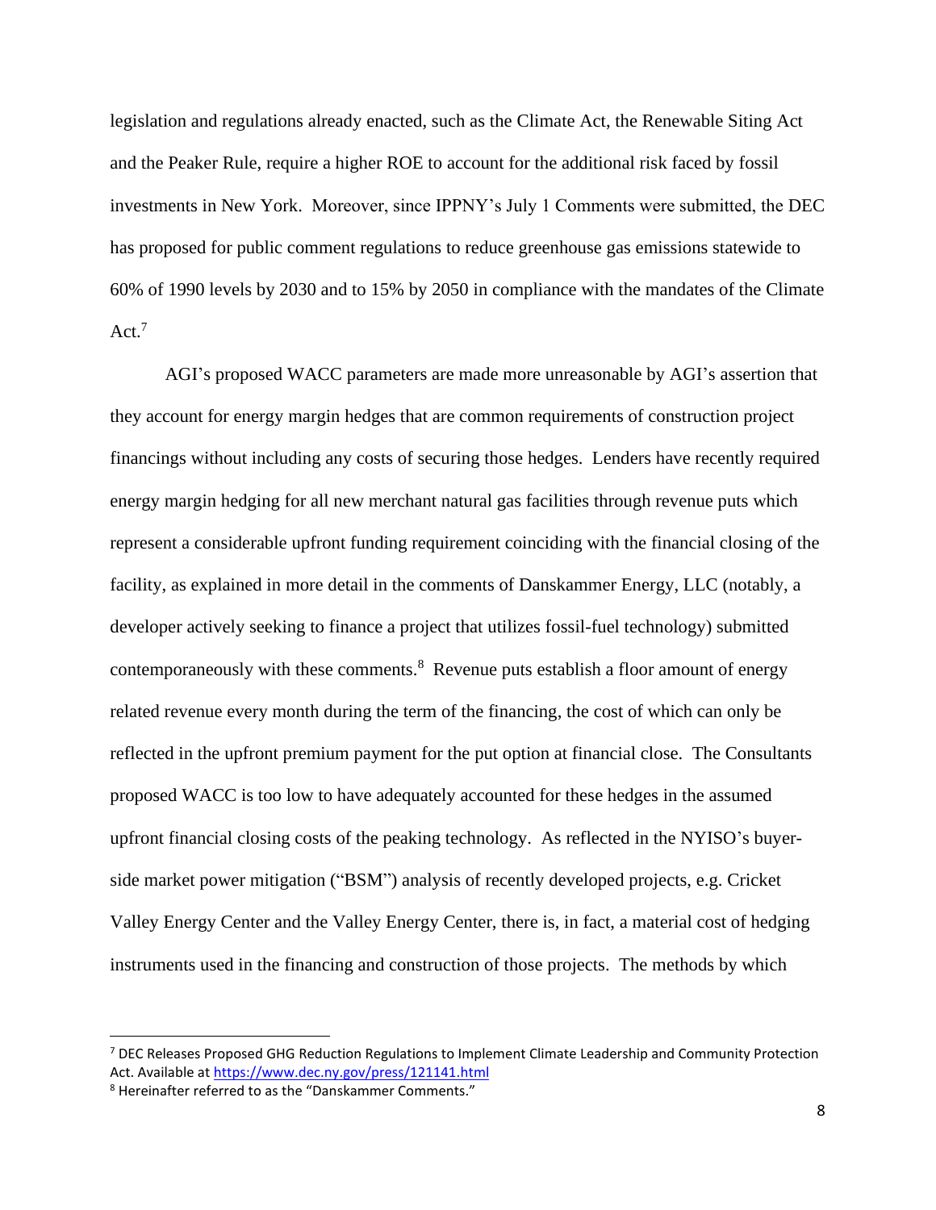legislation and regulations already enacted, such as the Climate Act, the Renewable Siting Act and the Peaker Rule, require a higher ROE to account for the additional risk faced by fossil investments in New York. Moreover, since IPPNY's July 1 Comments were submitted, the DEC has proposed for public comment regulations to reduce greenhouse gas emissions statewide to 60% of 1990 levels by 2030 and to 15% by 2050 in compliance with the mandates of the Climate Act.[7]

AGI's proposed WACC parameters are made more unreasonable by AGI's assertion that they account for energy margin hedges that are common requirements of construction project financings without including any costs of securing those hedges. Lenders have recently required energy margin hedging for all new merchant natural gas facilities through revenue puts which represent a considerable upfront funding requirement coinciding with the financial closing of the facility, as explained in more detail in the comments of Danskammer Energy, LLC (notably, a developer actively seeking to finance a project that utilizes fossil-fuel technology) submitted contemporaneously with these comments.[8] Revenue puts establish a floor amount of energy related revenue every month during the term of the financing, the cost of which can only be reflected in the upfront premium payment for the put option at financial close. The Consultants proposed WACC is too low to have adequately accounted for these hedges in the assumed upfront financial closing costs of the peaking technology. As reflected in the NYISO's buyer-side market power mitigation ("BSM") analysis of recently developed projects, e.g. Cricket Valley Energy Center and the Valley Energy Center, there is, in fact, a material cost of hedging instruments used in the financing and construction of those projects. The methods by which

---

[7] DEC Releases Proposed GHG Reduction Regulations to Implement Climate Leadership and Community Protection Act. Available at https://www.dec.ny.gov/press/121141.html

[8] Hereinafter referred to as the "Danskammer Comments."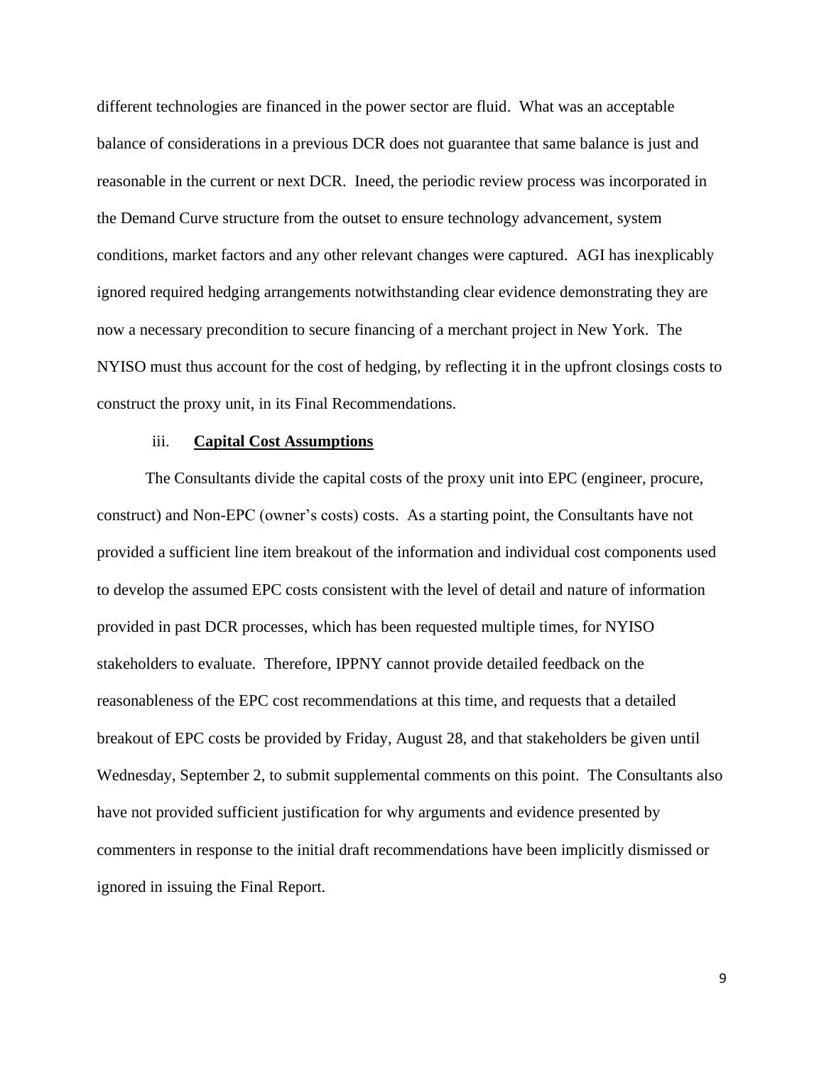different technologies are financed in the power sector are fluid. What was an acceptable balance of considerations in a previous DCR does not guarantee that same balance is just and reasonable in the current or next DCR. Ineed, the periodic review process was incorporated in the Demand Curve structure from the outset to ensure technology advancement, system conditions, market factors and any other relevant changes were captured. AGI has inexplicably ignored required hedging arrangements notwithstanding clear evidence demonstrating they are now a necessary precondition to secure financing of a merchant project in New York. The NYISO must thus account for the cost of hedging, by reflecting it in the upfront closings costs to construct the proxy unit, in its Final Recommendations.

iii. **Capital Cost Assumptions**

The Consultants divide the capital costs of the proxy unit into EPC (engineer, procure, construct) and Non-EPC (owner's costs) costs. As a starting point, the Consultants have not provided a sufficient line item breakout of the information and individual cost components used to develop the assumed EPC costs consistent with the level of detail and nature of information provided in past DCR processes, which has been requested multiple times, for NYISO stakeholders to evaluate. Therefore, IPPNY cannot provide detailed feedback on the reasonableness of the EPC cost recommendations at this time, and requests that a detailed breakout of EPC costs be provided by Friday, August 28, and that stakeholders be given until Wednesday, September 2, to submit supplemental comments on this point. The Consultants also have not provided sufficient justification for why arguments and evidence presented by commenters in response to the initial draft recommendations have been implicitly dismissed or ignored in issuing the Final Report.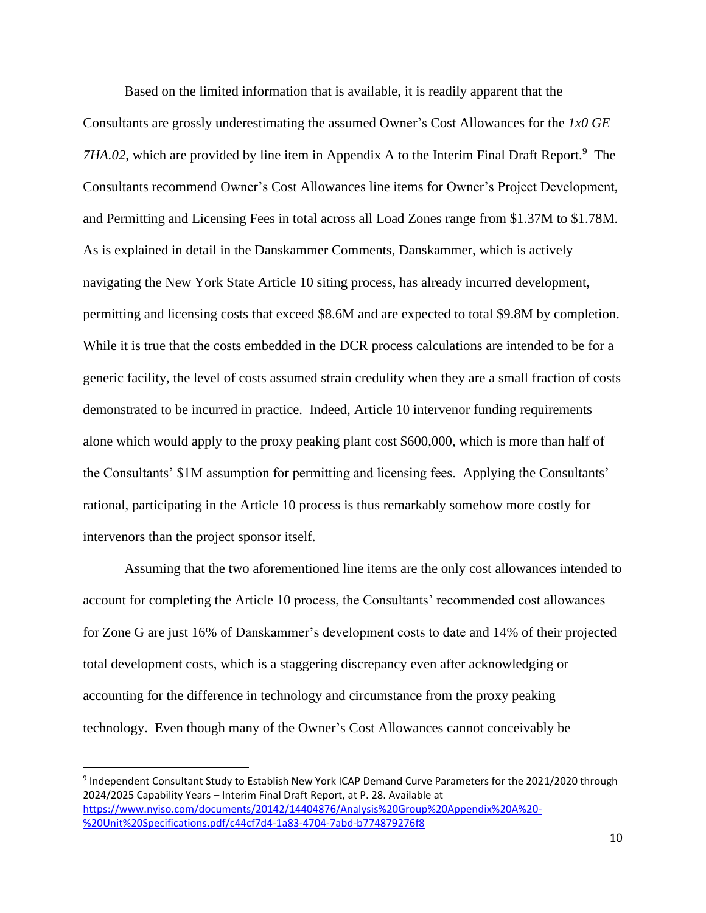Based on the limited information that is available, it is readily apparent that the Consultants are grossly underestimating the assumed Owner's Cost Allowances for the *1x0 GE 7HA.02*, which are provided by line item in Appendix A to the Interim Final Draft Report.[9] The Consultants recommend Owner's Cost Allowances line items for Owner's Project Development, and Permitting and Licensing Fees in total across all Load Zones range from $1.37M to $1.78M. As is explained in detail in the Danskammer Comments, Danskammer, which is actively navigating the New York State Article 10 siting process, has already incurred development, permitting and licensing costs that exceed $8.6M and are expected to total $9.8M by completion. While it is true that the costs embedded in the DCR process calculations are intended to be for a generic facility, the level of costs assumed strain credulity when they are a small fraction of costs demonstrated to be incurred in practice. Indeed, Article 10 intervenor funding requirements alone which would apply to the proxy peaking plant cost $600,000, which is more than half of the Consultants' $1M assumption for permitting and licensing fees. Applying the Consultants' rational, participating in the Article 10 process is thus remarkably somehow more costly for intervenors than the project sponsor itself.

Assuming that the two aforementioned line items are the only cost allowances intended to account for completing the Article 10 process, the Consultants' recommended cost allowances for Zone G are just 16% of Danskammer's development costs to date and 14% of their projected total development costs, which is a staggering discrepancy even after acknowledging or accounting for the difference in technology and circumstance from the proxy peaking technology. Even though many of the Owner's Cost Allowances cannot conceivably be

---

[9] Independent Consultant Study to Establish New York ICAP Demand Curve Parameters for the 2021/2020 through 2024/2025 Capability Years – Interim Final Draft Report, at P. 28. Available at https://www.nyiso.com/documents/20142/14404876/Analysis%20Group%20Appendix%20A%20-%20Unit%20Specifications.pdf/c44cf7d4-1a83-4704-7abd-b774879276f8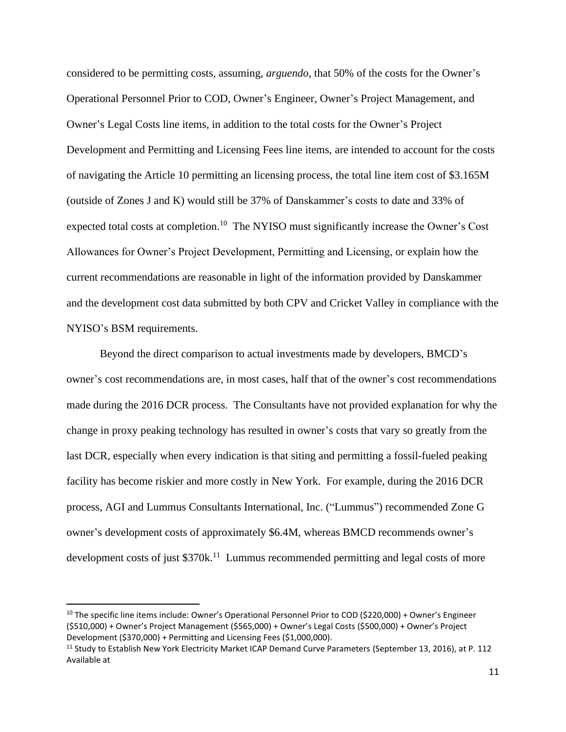considered to be permitting costs, assuming, *arguendo,* that 50% of the costs for the Owner's Operational Personnel Prior to COD, Owner's Engineer, Owner's Project Management, and Owner's Legal Costs line items, in addition to the total costs for the Owner's Project Development and Permitting and Licensing Fees line items, are intended to account for the costs of navigating the Article 10 permitting an licensing process, the total line item cost of $3.165M (outside of Zones J and K) would still be 37% of Danskammer's costs to date and 33% of expected total costs at completion.[10] The NYISO must significantly increase the Owner's Cost Allowances for Owner's Project Development, Permitting and Licensing, or explain how the current recommendations are reasonable in light of the information provided by Danskammer and the development cost data submitted by both CPV and Cricket Valley in compliance with the NYISO's BSM requirements.

Beyond the direct comparison to actual investments made by developers, BMCD's owner's cost recommendations are, in most cases, half that of the owner's cost recommendations made during the 2016 DCR process. The Consultants have not provided explanation for why the change in proxy peaking technology has resulted in owner's costs that vary so greatly from the last DCR, especially when every indication is that siting and permitting a fossil-fueled peaking facility has become riskier and more costly in New York. For example, during the 2016 DCR process, AGI and Lummus Consultants International, Inc. ("Lummus") recommended Zone G owner's development costs of approximately $6.4M, whereas BMCD recommends owner's development costs of just $370k.[11] Lummus recommended permitting and legal costs of more

---

[10] The specific line items include: Owner's Operational Personnel Prior to COD ($220,000) + Owner's Engineer ($510,000) + Owner's Project Management ($565,000) + Owner's Legal Costs ($500,000) + Owner's Project Development ($370,000) + Permitting and Licensing Fees ($1,000,000).

[11] Study to Establish New York Electricity Market ICAP Demand Curve Parameters (September 13, 2016), at P. 112 Available at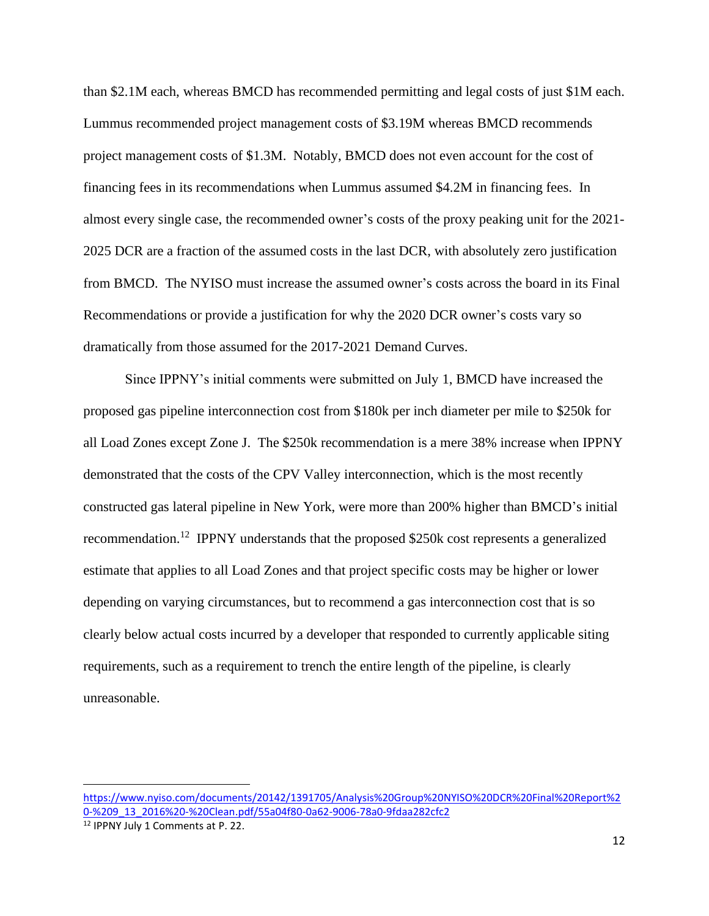than $2.1M each, whereas BMCD has recommended permitting and legal costs of just $1M each. Lummus recommended project management costs of $3.19M whereas BMCD recommends project management costs of $1.3M. Notably, BMCD does not even account for the cost of financing fees in its recommendations when Lummus assumed $4.2M in financing fees. In almost every single case, the recommended owner's costs of the proxy peaking unit for the 2021-2025 DCR are a fraction of the assumed costs in the last DCR, with absolutely zero justification from BMCD. The NYISO must increase the assumed owner's costs across the board in its Final Recommendations or provide a justification for why the 2020 DCR owner's costs vary so dramatically from those assumed for the 2017-2021 Demand Curves.

Since IPPNY's initial comments were submitted on July 1, BMCD have increased the proposed gas pipeline interconnection cost from $180k per inch diameter per mile to $250k for all Load Zones except Zone J. The $250k recommendation is a mere 38% increase when IPPNY demonstrated that the costs of the CPV Valley interconnection, which is the most recently constructed gas lateral pipeline in New York, were more than 200% higher than BMCD's initial recommendation.[12] IPPNY understands that the proposed $250k cost represents a generalized estimate that applies to all Load Zones and that project specific costs may be higher or lower depending on varying circumstances, but to recommend a gas interconnection cost that is so clearly below actual costs incurred by a developer that responded to currently applicable siting requirements, such as a requirement to trench the entire length of the pipeline, is clearly unreasonable.

---

https://www.nyiso.com/documents/20142/1391705/Analysis%20Group%20NYISO%20DCR%20Final%20Report%20-%209_13_2016%20-%20Clean.pdf/55a04f80-0a62-9006-78a0-9fdaa282cfc2

[12] IPPNY July 1 Comments at P. 22.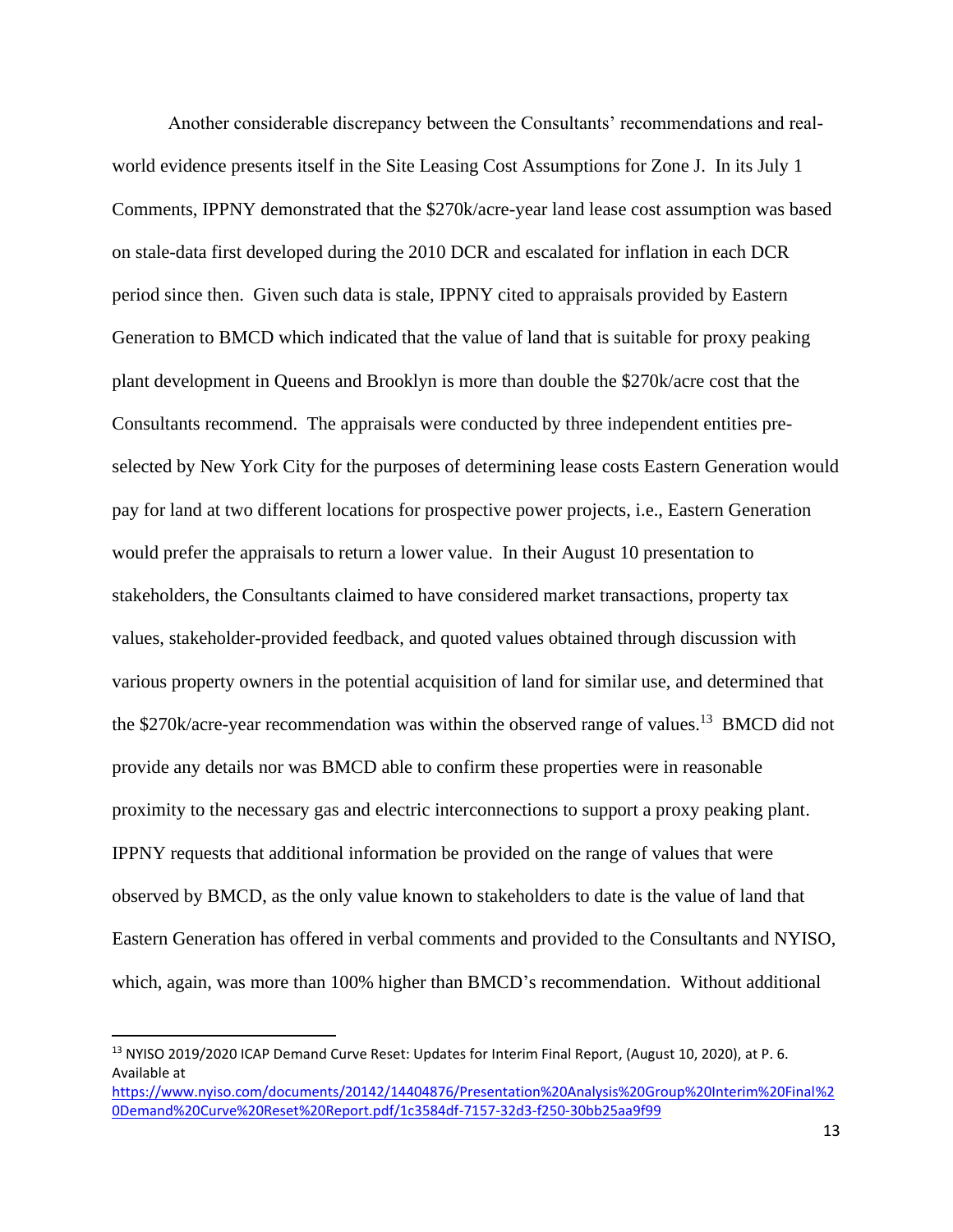Another considerable discrepancy between the Consultants' recommendations and real-world evidence presents itself in the Site Leasing Cost Assumptions for Zone J. In its July 1 Comments, IPPNY demonstrated that the $270k/acre-year land lease cost assumption was based on stale-data first developed during the 2010 DCR and escalated for inflation in each DCR period since then. Given such data is stale, IPPNY cited to appraisals provided by Eastern Generation to BMCD which indicated that the value of land that is suitable for proxy peaking plant development in Queens and Brooklyn is more than double the $270k/acre cost that the Consultants recommend. The appraisals were conducted by three independent entities pre-selected by New York City for the purposes of determining lease costs Eastern Generation would pay for land at two different locations for prospective power projects, i.e., Eastern Generation would prefer the appraisals to return a lower value. In their August 10 presentation to stakeholders, the Consultants claimed to have considered market transactions, property tax values, stakeholder-provided feedback, and quoted values obtained through discussion with various property owners in the potential acquisition of land for similar use, and determined that the $270k/acre-year recommendation was within the observed range of values.[13] BMCD did not provide any details nor was BMCD able to confirm these properties were in reasonable proximity to the necessary gas and electric interconnections to support a proxy peaking plant. IPPNY requests that additional information be provided on the range of values that were observed by BMCD, as the only value known to stakeholders to date is the value of land that Eastern Generation has offered in verbal comments and provided to the Consultants and NYISO, which, again, was more than 100% higher than BMCD's recommendation. Without additional

---

[13] NYISO 2019/2020 ICAP Demand Curve Reset: Updates for Interim Final Report, (August 10, 2020), at P. 6. Available at https://www.nyiso.com/documents/20142/14404876/Presentation%20Analysis%20Group%20Interim%20Final%20Demand%20Curve%20Reset%20Report.pdf/1c3584df-7157-32d3-f250-30bb25aa9f99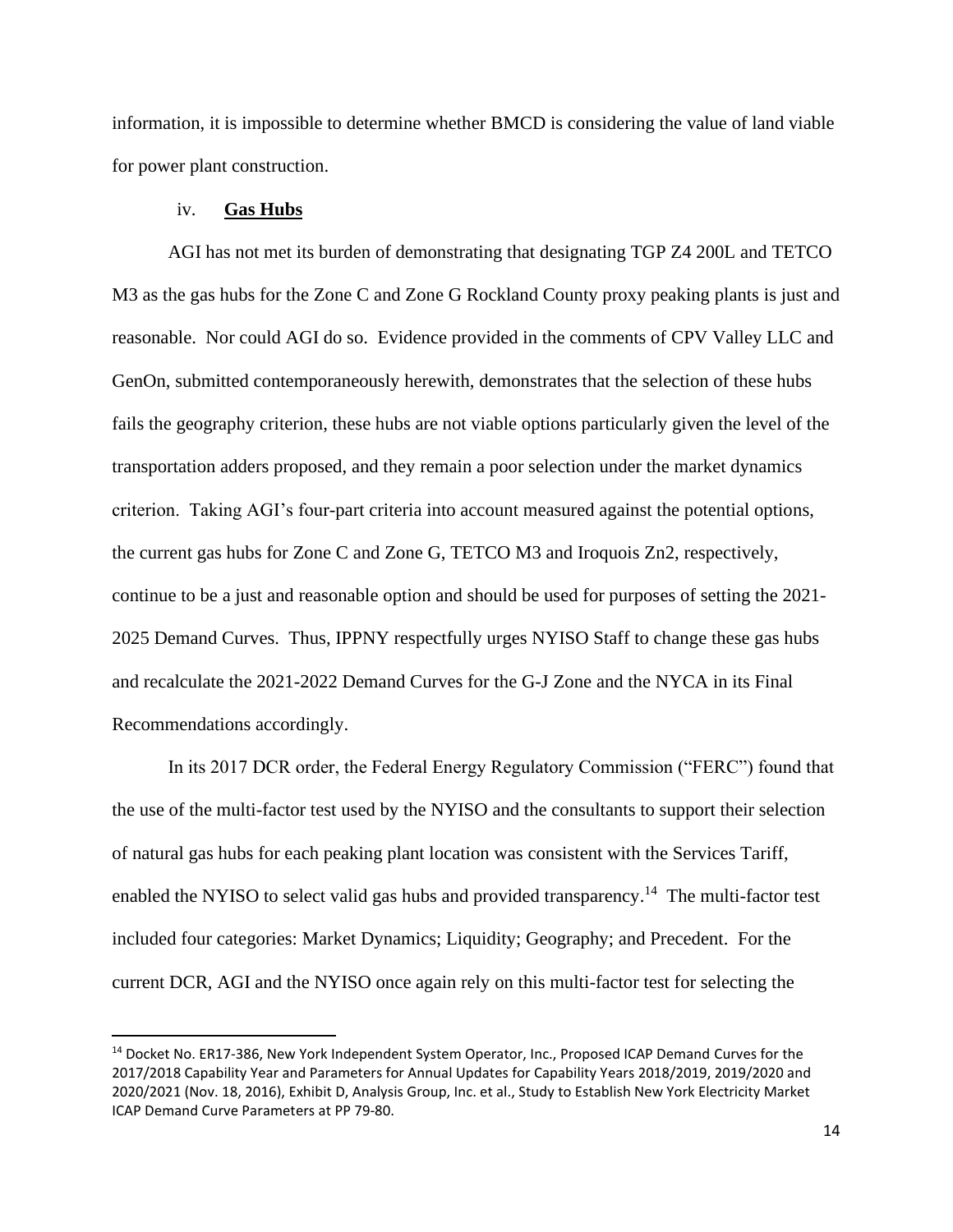information, it is impossible to determine whether BMCD is considering the value of land viable for power plant construction.

iv. **Gas Hubs**

AGI has not met its burden of demonstrating that designating TGP Z4 200L and TETCO M3 as the gas hubs for the Zone C and Zone G Rockland County proxy peaking plants is just and reasonable. Nor could AGI do so. Evidence provided in the comments of CPV Valley LLC and GenOn, submitted contemporaneously herewith, demonstrates that the selection of these hubs fails the geography criterion, these hubs are not viable options particularly given the level of the transportation adders proposed, and they remain a poor selection under the market dynamics criterion. Taking AGI's four-part criteria into account measured against the potential options, the current gas hubs for Zone C and Zone G, TETCO M3 and Iroquois Zn2, respectively, continue to be a just and reasonable option and should be used for purposes of setting the 2021-2025 Demand Curves. Thus, IPPNY respectfully urges NYISO Staff to change these gas hubs and recalculate the 2021-2022 Demand Curves for the G-J Zone and the NYCA in its Final Recommendations accordingly.

In its 2017 DCR order, the Federal Energy Regulatory Commission ("FERC") found that the use of the multi-factor test used by the NYISO and the consultants to support their selection of natural gas hubs for each peaking plant location was consistent with the Services Tariff, enabled the NYISO to select valid gas hubs and provided transparency.[14] The multi-factor test included four categories: Market Dynamics; Liquidity; Geography; and Precedent. For the current DCR, AGI and the NYISO once again rely on this multi-factor test for selecting the

[14] Docket No. ER17-386, New York Independent System Operator, Inc., Proposed ICAP Demand Curves for the 2017/2018 Capability Year and Parameters for Annual Updates for Capability Years 2018/2019, 2019/2020 and 2020/2021 (Nov. 18, 2016), Exhibit D, Analysis Group, Inc. et al., Study to Establish New York Electricity Market ICAP Demand Curve Parameters at PP 79-80.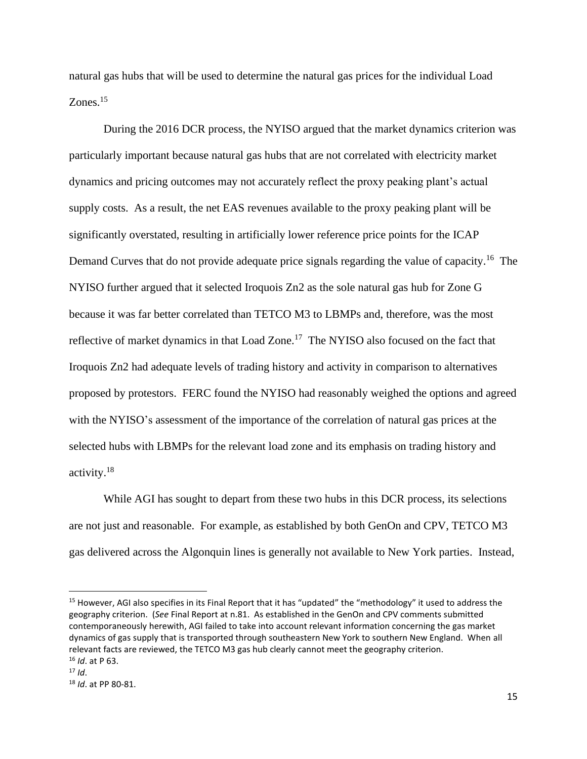natural gas hubs that will be used to determine the natural gas prices for the individual Load Zones.[15]

During the 2016 DCR process, the NYISO argued that the market dynamics criterion was particularly important because natural gas hubs that are not correlated with electricity market dynamics and pricing outcomes may not accurately reflect the proxy peaking plant's actual supply costs. As a result, the net EAS revenues available to the proxy peaking plant will be significantly overstated, resulting in artificially lower reference price points for the ICAP Demand Curves that do not provide adequate price signals regarding the value of capacity.[16] The NYISO further argued that it selected Iroquois Zn2 as the sole natural gas hub for Zone G because it was far better correlated than TETCO M3 to LBMPs and, therefore, was the most reflective of market dynamics in that Load Zone.[17] The NYISO also focused on the fact that Iroquois Zn2 had adequate levels of trading history and activity in comparison to alternatives proposed by protestors. FERC found the NYISO had reasonably weighed the options and agreed with the NYISO's assessment of the importance of the correlation of natural gas prices at the selected hubs with LBMPs for the relevant load zone and its emphasis on trading history and activity.[18]

While AGI has sought to depart from these two hubs in this DCR process, its selections are not just and reasonable. For example, as established by both GenOn and CPV, TETCO M3 gas delivered across the Algonquin lines is generally not available to New York parties. Instead,

---

[15] However, AGI also specifies in its Final Report that it has "updated" the "methodology" it used to address the geography criterion. (*See* Final Report at n.81. As established in the GenOn and CPV comments submitted contemporaneously herewith, AGI failed to take into account relevant information concerning the gas market dynamics of gas supply that is transported through southeastern New York to southern New England. When all relevant facts are reviewed, the TETCO M3 gas hub clearly cannot meet the geography criterion.

[16] *Id*. at P 63.

[17] *Id*.

[18] *Id*. at PP 80-81.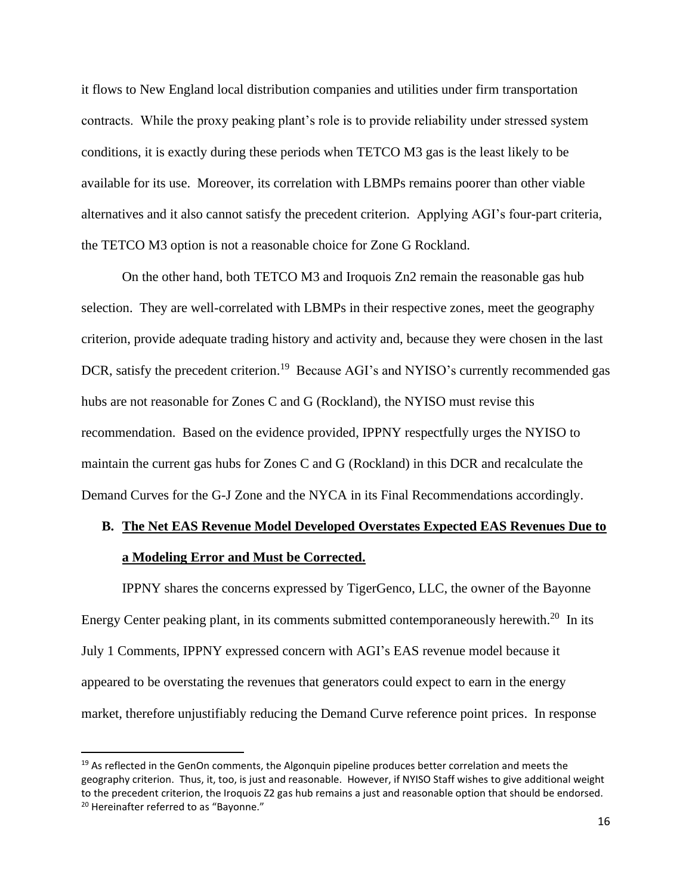it flows to New England local distribution companies and utilities under firm transportation contracts. While the proxy peaking plant's role is to provide reliability under stressed system conditions, it is exactly during these periods when TETCO M3 gas is the least likely to be available for its use. Moreover, its correlation with LBMPs remains poorer than other viable alternatives and it also cannot satisfy the precedent criterion. Applying AGI's four-part criteria, the TETCO M3 option is not a reasonable choice for Zone G Rockland.

On the other hand, both TETCO M3 and Iroquois Zn2 remain the reasonable gas hub selection. They are well-correlated with LBMPs in their respective zones, meet the geography criterion, provide adequate trading history and activity and, because they were chosen in the last DCR, satisfy the precedent criterion.[19] Because AGI's and NYISO's currently recommended gas hubs are not reasonable for Zones C and G (Rockland), the NYISO must revise this recommendation. Based on the evidence provided, IPPNY respectfully urges the NYISO to maintain the current gas hubs for Zones C and G (Rockland) in this DCR and recalculate the Demand Curves for the G-J Zone and the NYCA in its Final Recommendations accordingly.

### B. <u>The Net EAS Revenue Model Developed Overstates Expected EAS Revenues Due to a Modeling Error and Must be Corrected.</u>

IPPNY shares the concerns expressed by TigerGenco, LLC, the owner of the Bayonne Energy Center peaking plant, in its comments submitted contemporaneously herewith.[20] In its July 1 Comments, IPPNY expressed concern with AGI's EAS revenue model because it appeared to be overstating the revenues that generators could expect to earn in the energy market, therefore unjustifiably reducing the Demand Curve reference point prices. In response

---

[19] As reflected in the GenOn comments, the Algonquin pipeline produces better correlation and meets the geography criterion. Thus, it, too, is just and reasonable. However, if NYISO Staff wishes to give additional weight to the precedent criterion, the Iroquois Z2 gas hub remains a just and reasonable option that should be endorsed.

[20] Hereinafter referred to as "Bayonne."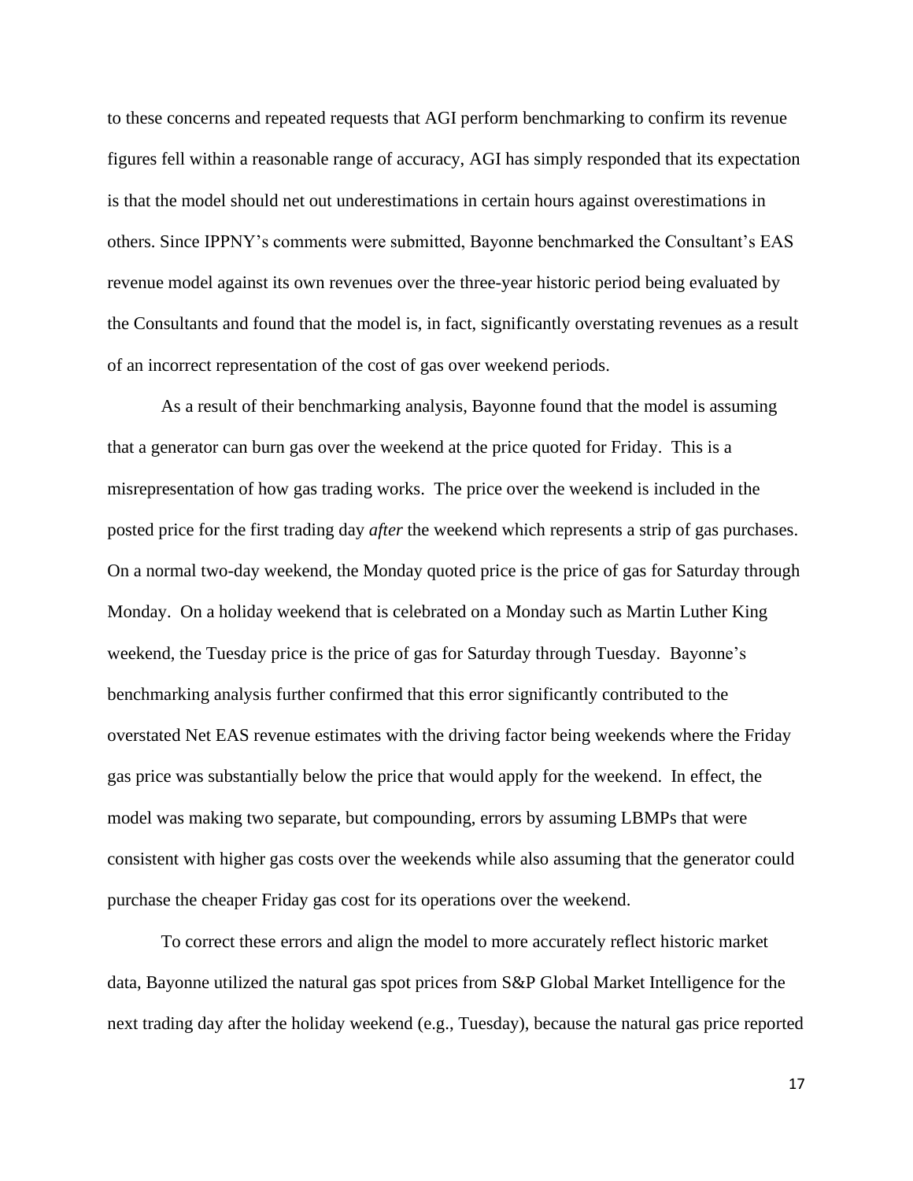to these concerns and repeated requests that AGI perform benchmarking to confirm its revenue figures fell within a reasonable range of accuracy, AGI has simply responded that its expectation is that the model should net out underestimations in certain hours against overestimations in others. Since IPPNY's comments were submitted, Bayonne benchmarked the Consultant's EAS revenue model against its own revenues over the three-year historic period being evaluated by the Consultants and found that the model is, in fact, significantly overstating revenues as a result of an incorrect representation of the cost of gas over weekend periods.

As a result of their benchmarking analysis, Bayonne found that the model is assuming that a generator can burn gas over the weekend at the price quoted for Friday. This is a misrepresentation of how gas trading works. The price over the weekend is included in the posted price for the first trading day *after* the weekend which represents a strip of gas purchases. On a normal two-day weekend, the Monday quoted price is the price of gas for Saturday through Monday. On a holiday weekend that is celebrated on a Monday such as Martin Luther King weekend, the Tuesday price is the price of gas for Saturday through Tuesday. Bayonne's benchmarking analysis further confirmed that this error significantly contributed to the overstated Net EAS revenue estimates with the driving factor being weekends where the Friday gas price was substantially below the price that would apply for the weekend. In effect, the model was making two separate, but compounding, errors by assuming LBMPs that were consistent with higher gas costs over the weekends while also assuming that the generator could purchase the cheaper Friday gas cost for its operations over the weekend.

To correct these errors and align the model to more accurately reflect historic market data, Bayonne utilized the natural gas spot prices from S&P Global Market Intelligence for the next trading day after the holiday weekend (e.g., Tuesday), because the natural gas price reported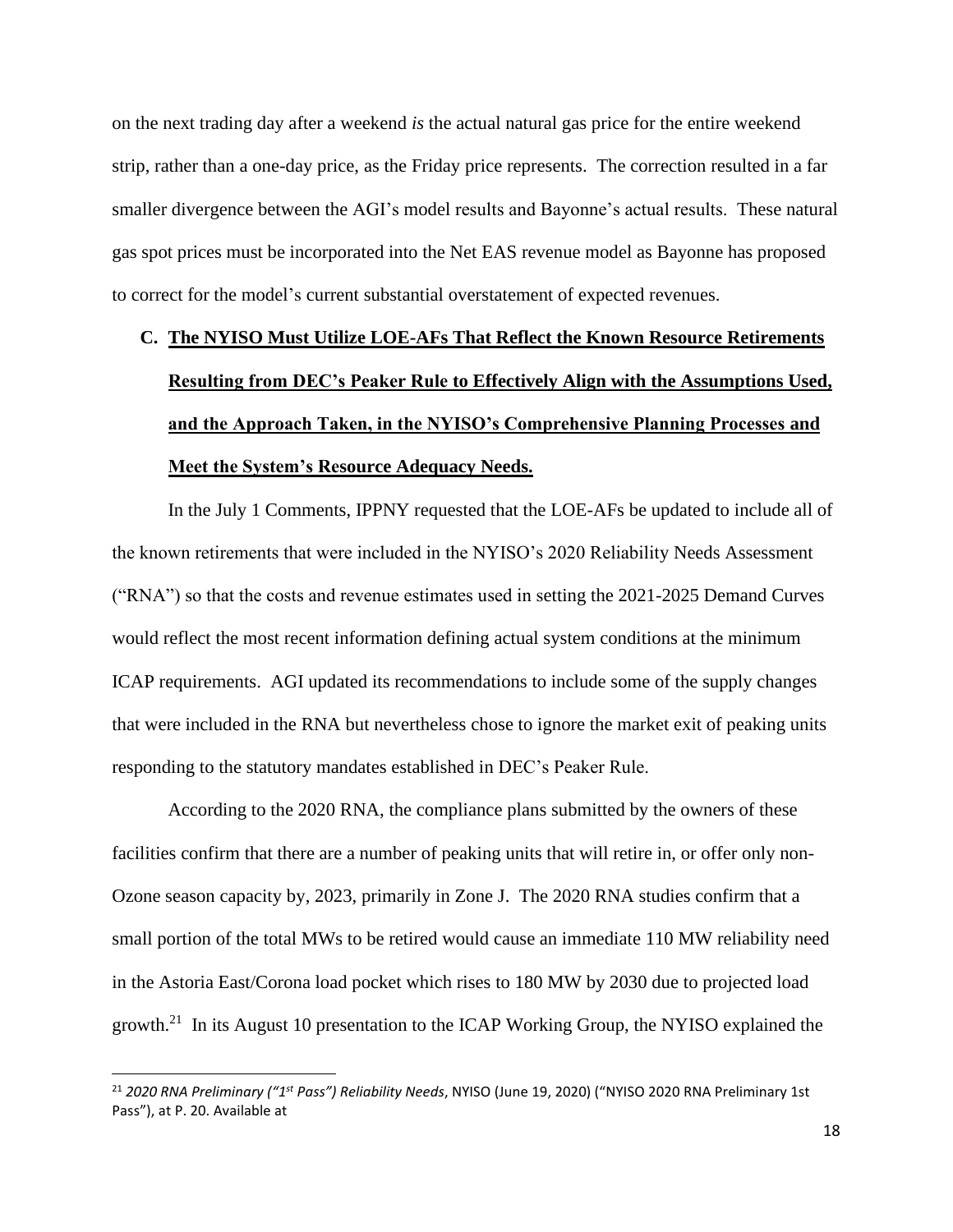on the next trading day after a weekend *is* the actual natural gas price for the entire weekend strip, rather than a one-day price, as the Friday price represents. The correction resulted in a far smaller divergence between the AGI's model results and Bayonne's actual results. These natural gas spot prices must be incorporated into the Net EAS revenue model as Bayonne has proposed to correct for the model's current substantial overstatement of expected revenues.

### C. **The NYISO Must Utilize LOE-AFs That Reflect the Known Resource Retirements Resulting from DEC's Peaker Rule to Effectively Align with the Assumptions Used, and the Approach Taken, in the NYISO's Comprehensive Planning Processes and Meet the System's Resource Adequacy Needs.**

In the July 1 Comments, IPPNY requested that the LOE-AFs be updated to include all of the known retirements that were included in the NYISO's 2020 Reliability Needs Assessment ("RNA") so that the costs and revenue estimates used in setting the 2021-2025 Demand Curves would reflect the most recent information defining actual system conditions at the minimum ICAP requirements. AGI updated its recommendations to include some of the supply changes that were included in the RNA but nevertheless chose to ignore the market exit of peaking units responding to the statutory mandates established in DEC's Peaker Rule.

According to the 2020 RNA, the compliance plans submitted by the owners of these facilities confirm that there are a number of peaking units that will retire in, or offer only non-Ozone season capacity by, 2023, primarily in Zone J. The 2020 RNA studies confirm that a small portion of the total MWs to be retired would cause an immediate 110 MW reliability need in the Astoria East/Corona load pocket which rises to 180 MW by 2030 due to projected load growth.[21] In its August 10 presentation to the ICAP Working Group, the NYISO explained the

---

[21] *2020 RNA Preliminary ("1st Pass") Reliability Needs*, NYISO (June 19, 2020) ("NYISO 2020 RNA Preliminary 1st Pass"), at P. 20. Available at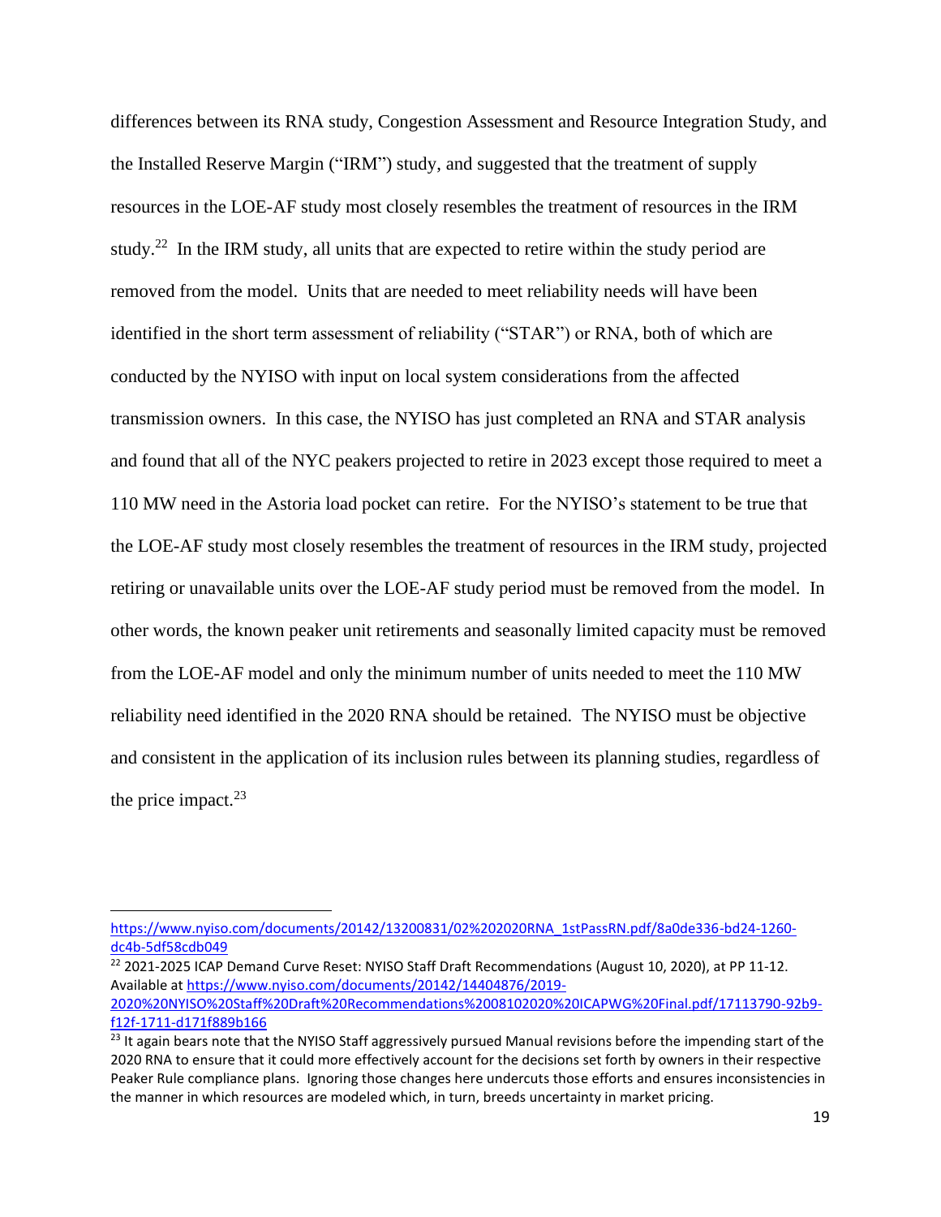differences between its RNA study, Congestion Assessment and Resource Integration Study, and the Installed Reserve Margin ("IRM") study, and suggested that the treatment of supply resources in the LOE-AF study most closely resembles the treatment of resources in the IRM study.[22] In the IRM study, all units that are expected to retire within the study period are removed from the model. Units that are needed to meet reliability needs will have been identified in the short term assessment of reliability ("STAR") or RNA, both of which are conducted by the NYISO with input on local system considerations from the affected transmission owners. In this case, the NYISO has just completed an RNA and STAR analysis and found that all of the NYC peakers projected to retire in 2023 except those required to meet a 110 MW need in the Astoria load pocket can retire. For the NYISO's statement to be true that the LOE-AF study most closely resembles the treatment of resources in the IRM study, projected retiring or unavailable units over the LOE-AF study period must be removed from the model. In other words, the known peaker unit retirements and seasonally limited capacity must be removed from the LOE-AF model and only the minimum number of units needed to meet the 110 MW reliability need identified in the 2020 RNA should be retained. The NYISO must be objective and consistent in the application of its inclusion rules between its planning studies, regardless of the price impact.[23]

---

https://www.nyiso.com/documents/20142/13200831/02%202020RNA_1stPassRN.pdf/8a0de336-bd24-1260-dc4b-5df58cdb049

[22] 2021-2025 ICAP Demand Curve Reset: NYISO Staff Draft Recommendations (August 10, 2020), at PP 11-12. Available at https://www.nyiso.com/documents/20142/14404876/2019-2020%20NYISO%20Staff%20Draft%20Recommendations%2008102020%20ICAPWG%20Final.pdf/17113790-92b9-f12f-1711-d171f889b166

[23] It again bears note that the NYISO Staff aggressively pursued Manual revisions before the impending start of the 2020 RNA to ensure that it could more effectively account for the decisions set forth by owners in their respective Peaker Rule compliance plans. Ignoring those changes here undercuts those efforts and ensures inconsistencies in the manner in which resources are modeled which, in turn, breeds uncertainty in market pricing.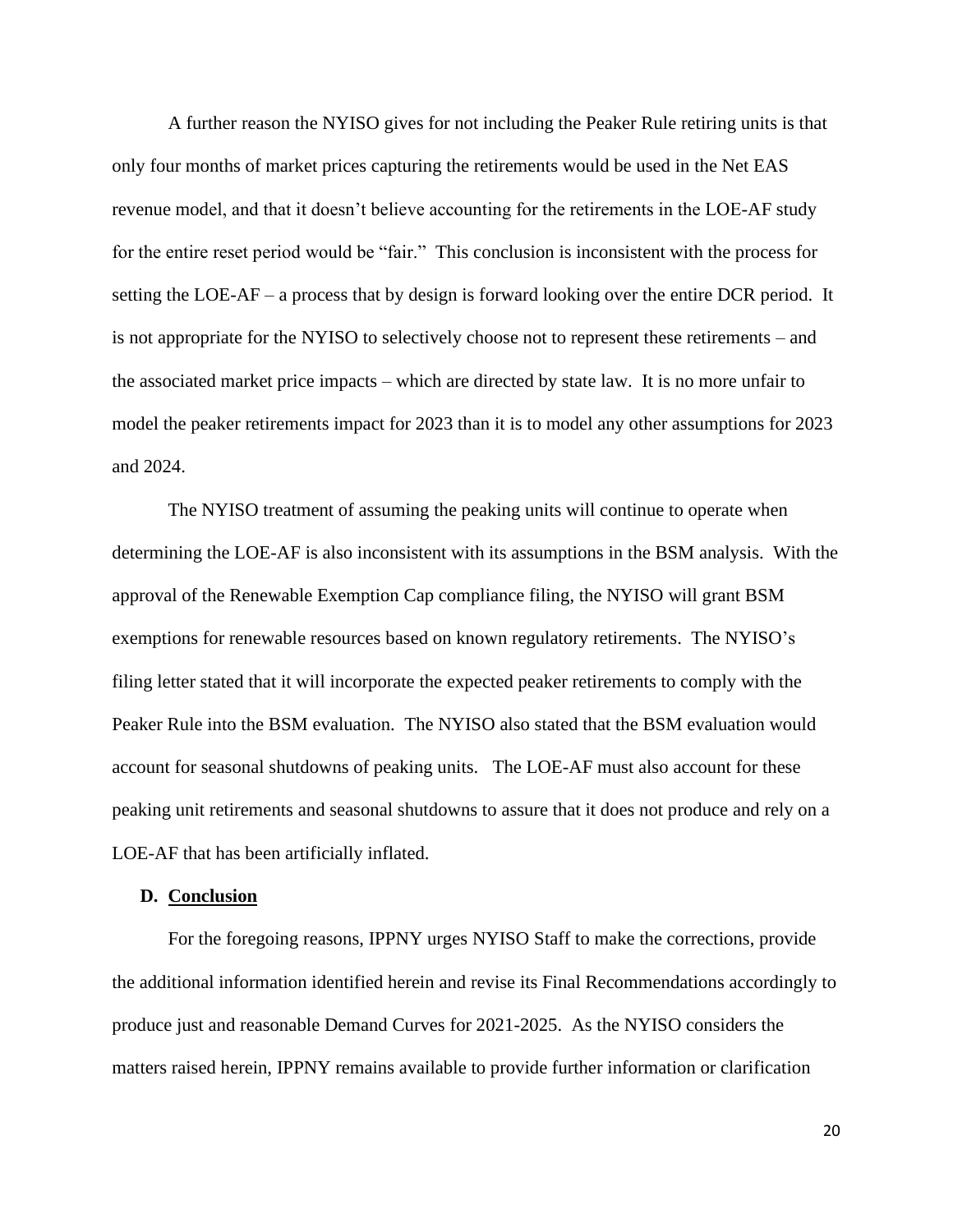A further reason the NYISO gives for not including the Peaker Rule retiring units is that only four months of market prices capturing the retirements would be used in the Net EAS revenue model, and that it doesn't believe accounting for the retirements in the LOE-AF study for the entire reset period would be "fair." This conclusion is inconsistent with the process for setting the LOE-AF – a process that by design is forward looking over the entire DCR period. It is not appropriate for the NYISO to selectively choose not to represent these retirements – and the associated market price impacts – which are directed by state law. It is no more unfair to model the peaker retirements impact for 2023 than it is to model any other assumptions for 2023 and 2024.

The NYISO treatment of assuming the peaking units will continue to operate when determining the LOE-AF is also inconsistent with its assumptions in the BSM analysis. With the approval of the Renewable Exemption Cap compliance filing, the NYISO will grant BSM exemptions for renewable resources based on known regulatory retirements. The NYISO's filing letter stated that it will incorporate the expected peaker retirements to comply with the Peaker Rule into the BSM evaluation. The NYISO also stated that the BSM evaluation would account for seasonal shutdowns of peaking units. The LOE-AF must also account for these peaking unit retirements and seasonal shutdowns to assure that it does not produce and rely on a LOE-AF that has been artificially inflated.

### D. Conclusion

For the foregoing reasons, IPPNY urges NYISO Staff to make the corrections, provide the additional information identified herein and revise its Final Recommendations accordingly to produce just and reasonable Demand Curves for 2021-2025. As the NYISO considers the matters raised herein, IPPNY remains available to provide further information or clarification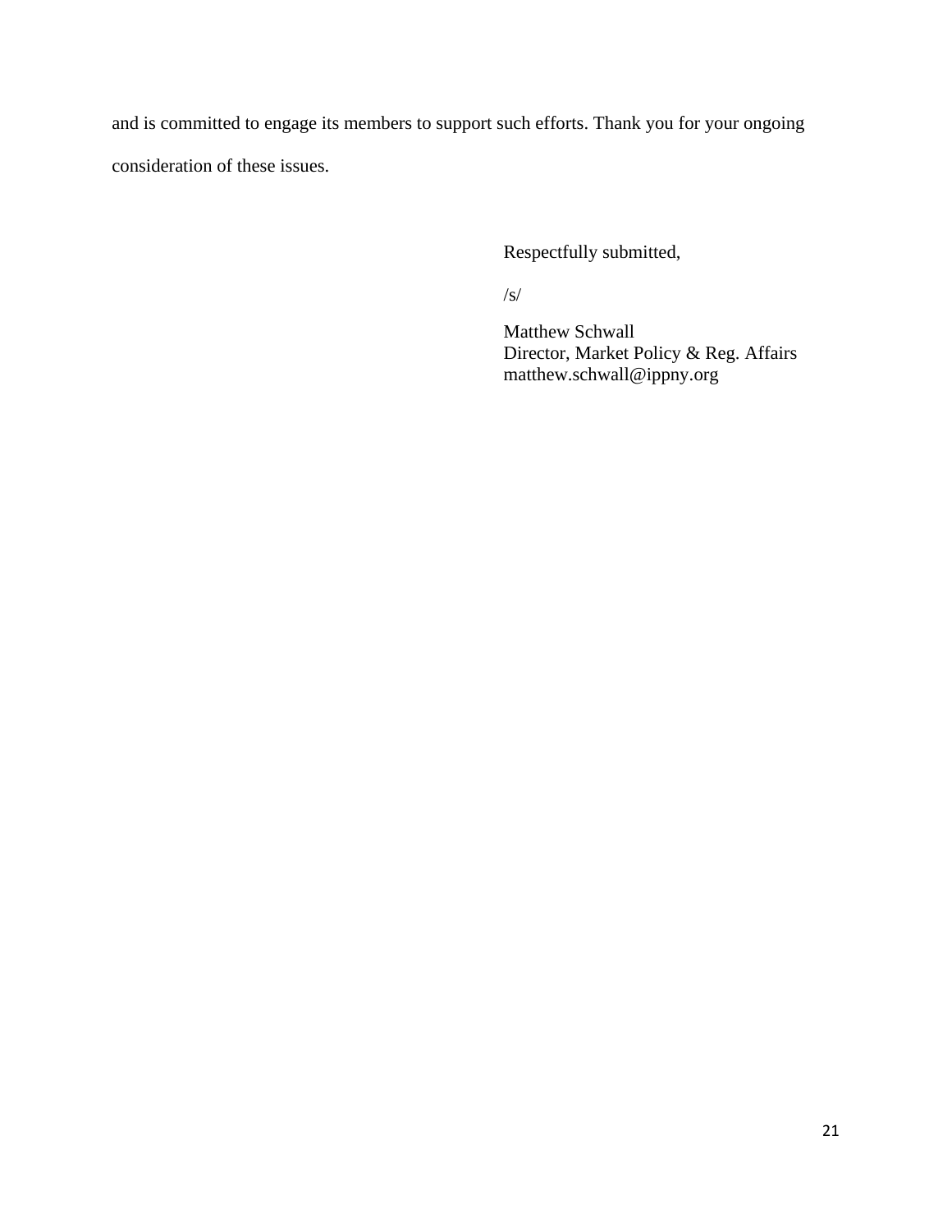and is committed to engage its members to support such efforts. Thank you for your ongoing consideration of these issues.

Respectfully submitted,

/s/

Matthew Schwall  
Director, Market Policy & Reg. Affairs  
matthew.schwall@ippny.org